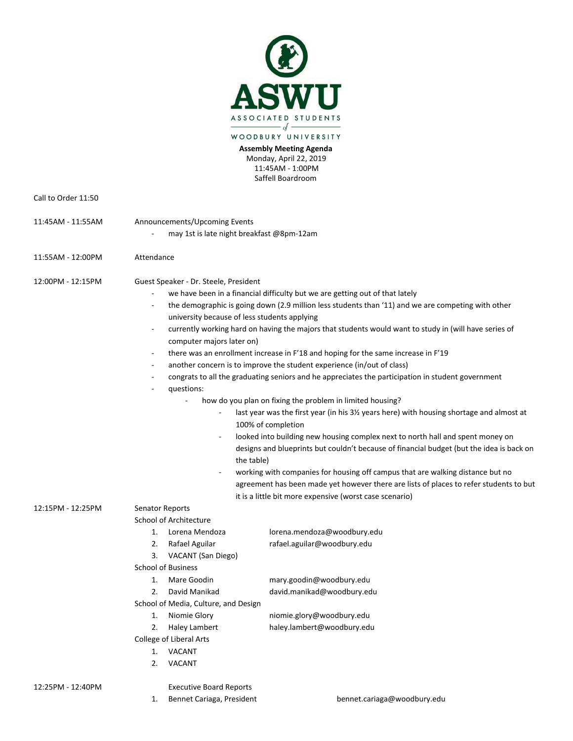**ASWU**

ASSOCIATED STUDENTS of WOODBURY UNIVERSITY

**Assembly Meeting Agenda**
Monday, April 22, 2019
11:45AM - 1:00PM
Saffell Boardroom

Call to Order 11:50

11:45AM - 11:55AM Announcements/Upcoming Events

- may 1st is late night breakfast @8pm-12am

11:55AM - 12:00PM Attendance

12:00PM - 12:15PM Guest Speaker - Dr. Steele, President

- we have been in a financial difficulty but we are getting out of that lately
- the demographic is going down (2.9 million less students than '11) and we are competing with other university because of less students applying
- currently working hard on having the majors that students would want to study in (will have series of computer majors later on)
- there was an enrollment increase in F'18 and hoping for the same increase in F'19
- another concern is to improve the student experience (in/out of class)
- congrats to all the graduating seniors and he appreciates the participation in student government
- questions:
    - how do you plan on fixing the problem in limited housing?
        - last year was the first year (in his 3½ years here) with housing shortage and almost at 100% of completion
        - looked into building new housing complex next to north hall and spent money on designs and blueprints but couldn't because of financial budget (but the idea is back on the table)
        - working with companies for housing off campus that are walking distance but no agreement has been made yet however there are lists of places to refer students to but it is a little bit more expensive (worst case scenario)

12:15PM - 12:25PM Senator Reports

School of Architecture

1. Lorena Mendoza lorena.mendoza@woodbury.edu
2. Rafael Aguilar rafael.aguilar@woodbury.edu
3. VACANT (San Diego)

School of Business

1. Mare Goodin mary.goodin@woodbury.edu
2. David Manikad david.manikad@woodbury.edu

School of Media, Culture, and Design

1. Niomie Glory niomie.glory@woodbury.edu
2. Haley Lambert haley.lambert@woodbury.edu

College of Liberal Arts

1. VACANT
2. VACANT

12:25PM - 12:40PM Executive Board Reports

1. Bennet Cariaga, President bennet.cariaga@woodbury.edu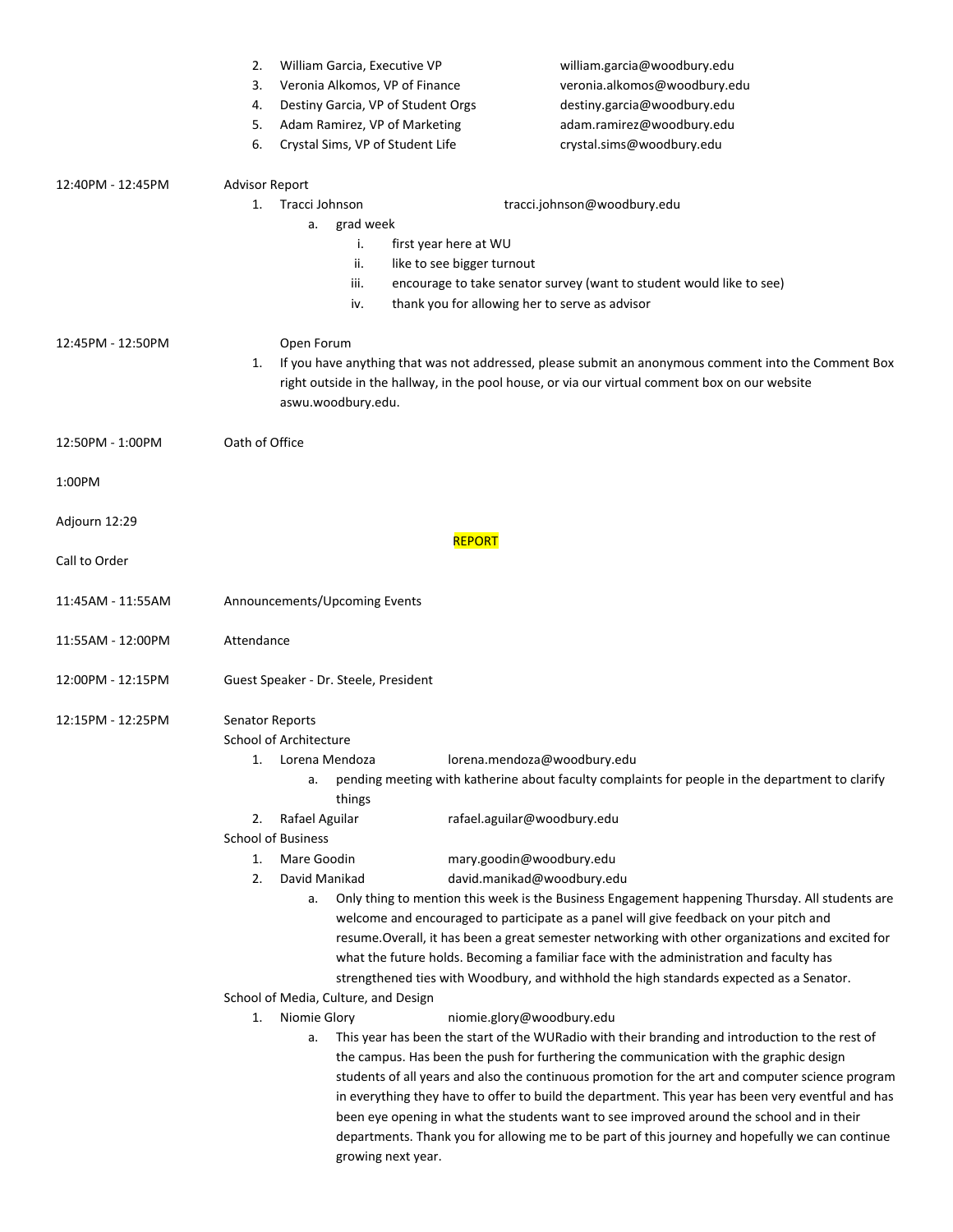2. William Garcia, Executive VP william.garcia@woodbury.edu
3. Veronia Alkomos, VP of Finance veronia.alkomos@woodbury.edu
4. Destiny Garcia, VP of Student Orgs destiny.garcia@woodbury.edu
5. Adam Ramirez, VP of Marketing adam.ramirez@woodbury.edu
6. Crystal Sims, VP of Student Life crystal.sims@woodbury.edu

12:40PM - 12:45PM Advisor Report

1. Tracci Johnson tracci.johnson@woodbury.edu
   a. grad week
      i. first year here at WU
      ii. like to see bigger turnout
      iii. encourage to take senator survey (want to student would like to see)
      iv. thank you for allowing her to serve as advisor

12:45PM - 12:50PM Open Forum

1. If you have anything that was not addressed, please submit an anonymous comment into the Comment Box right outside in the hallway, in the pool house, or via our virtual comment box on our website aswu.woodbury.edu.

12:50PM - 1:00PM Oath of Office

1:00PM

Adjourn 12:29

REPORT

Call to Order

11:45AM - 11:55AM Announcements/Upcoming Events

11:55AM - 12:00PM Attendance

12:00PM - 12:15PM Guest Speaker - Dr. Steele, President

12:15PM - 12:25PM Senator Reports

School of Architecture

1. Lorena Mendoza lorena.mendoza@woodbury.edu
   a. pending meeting with katherine about faculty complaints for people in the department to clarify things
2. Rafael Aguilar rafael.aguilar@woodbury.edu

School of Business

1. Mare Goodin mary.goodin@woodbury.edu
2. David Manikad david.manikad@woodbury.edu
   a. Only thing to mention this week is the Business Engagement happening Thursday. All students are welcome and encouraged to participate as a panel will give feedback on your pitch and resume.Overall, it has been a great semester networking with other organizations and excited for what the future holds. Becoming a familiar face with the administration and faculty has strengthened ties with Woodbury, and withhold the high standards expected as a Senator.

School of Media, Culture, and Design

1. Niomie Glory niomie.glory@woodbury.edu
   a. This year has been the start of the WURadio with their branding and introduction to the rest of the campus. Has been the push for furthering the communication with the graphic design students of all years and also the continuous promotion for the art and computer science program in everything they have to offer to build the department. This year has been very eventful and has been eye opening in what the students want to see improved around the school and in their departments. Thank you for allowing me to be part of this journey and hopefully we can continue growing next year.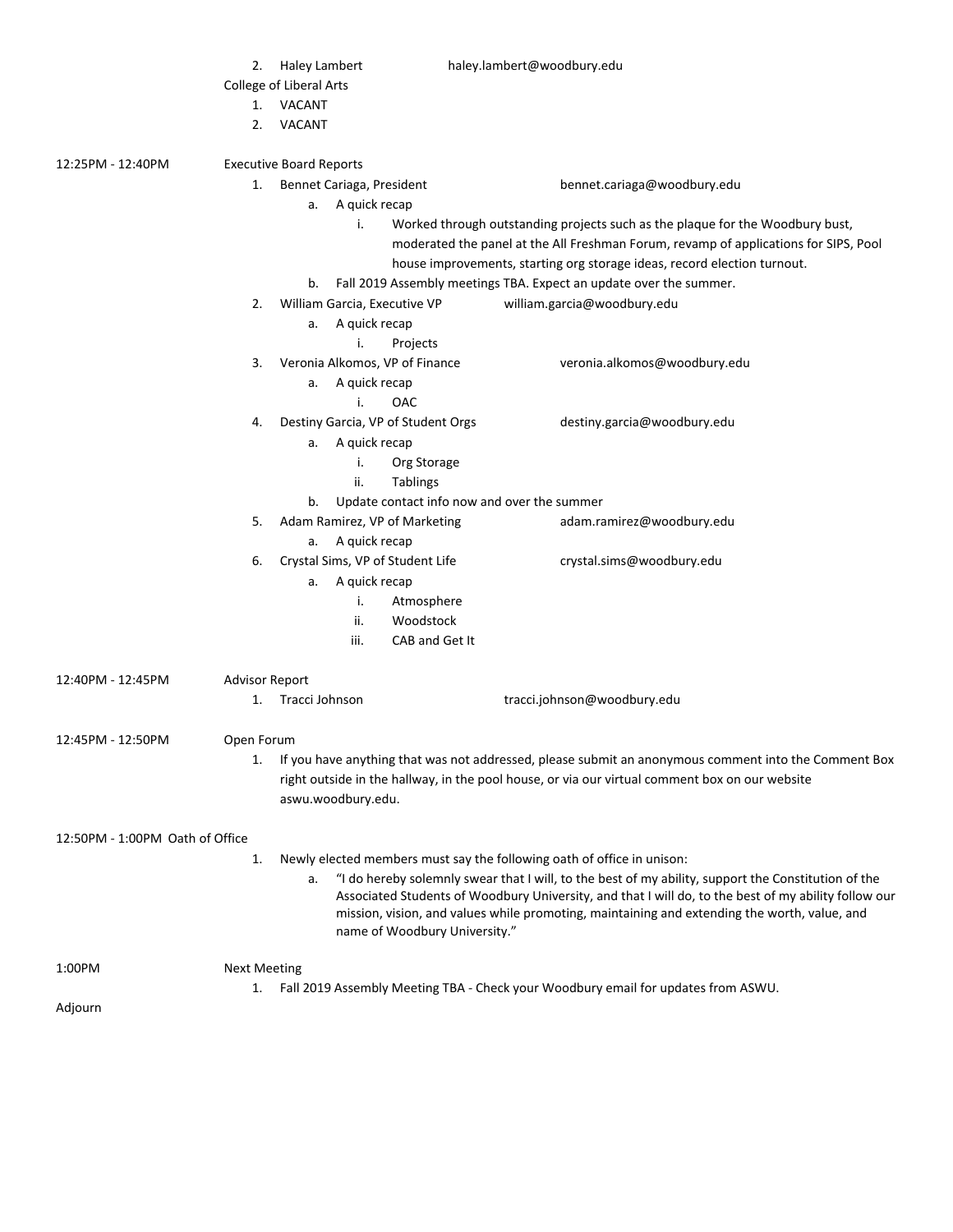2. Haley Lambert haley.lambert@woodbury.edu

College of Liberal Arts

1. VACANT
2. VACANT

12:25PM - 12:40PM Executive Board Reports

1. Bennet Cariaga, President bennet.cariaga@woodbury.edu
   a. A quick recap
      i. Worked through outstanding projects such as the plaque for the Woodbury bust, moderated the panel at the All Freshman Forum, revamp of applications for SIPS, Pool house improvements, starting org storage ideas, record election turnout.
   b. Fall 2019 Assembly meetings TBA. Expect an update over the summer.
2. William Garcia, Executive VP william.garcia@woodbury.edu
   a. A quick recap
      i. Projects
3. Veronia Alkomos, VP of Finance veronia.alkomos@woodbury.edu
   a. A quick recap
      i. OAC
4. Destiny Garcia, VP of Student Orgs destiny.garcia@woodbury.edu
   a. A quick recap
      i. Org Storage
      ii. Tablings
   b. Update contact info now and over the summer
5. Adam Ramirez, VP of Marketing adam.ramirez@woodbury.edu
   a. A quick recap
6. Crystal Sims, VP of Student Life crystal.sims@woodbury.edu
   a. A quick recap
      i. Atmosphere
      ii. Woodstock
      iii. CAB and Get It

12:40PM - 12:45PM Advisor Report

1. Tracci Johnson tracci.johnson@woodbury.edu

12:45PM - 12:50PM Open Forum

1. If you have anything that was not addressed, please submit an anonymous comment into the Comment Box right outside in the hallway, in the pool house, or via our virtual comment box on our website aswu.woodbury.edu.

12:50PM - 1:00PM Oath of Office

1. Newly elected members must say the following oath of office in unison:
   a. "I do hereby solemnly swear that I will, to the best of my ability, support the Constitution of the Associated Students of Woodbury University, and that I will do, to the best of my ability follow our mission, vision, and values while promoting, maintaining and extending the worth, value, and name of Woodbury University."

1:00PM Next Meeting

1. Fall 2019 Assembly Meeting TBA - Check your Woodbury email for updates from ASWU.

Adjourn